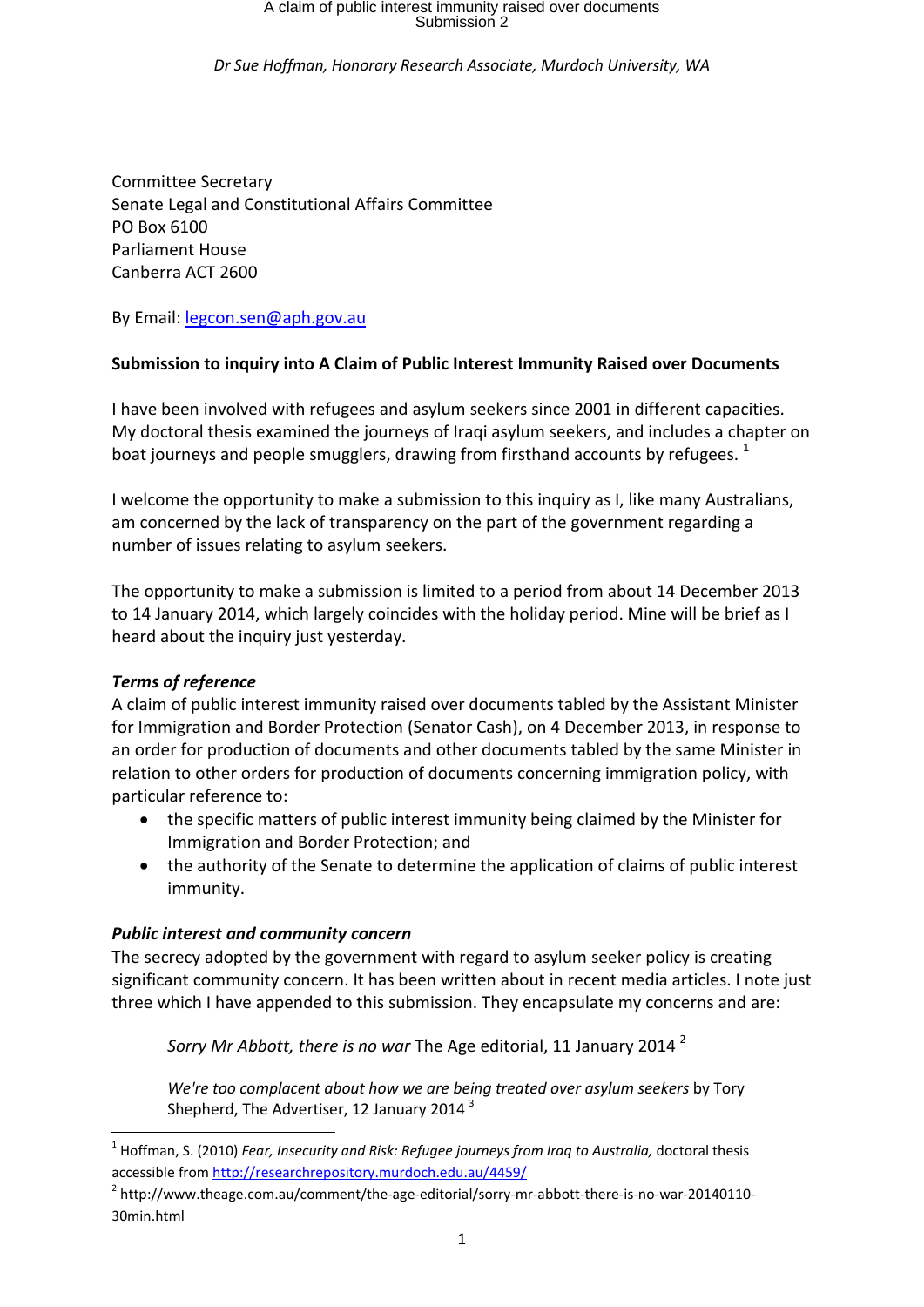Dr Sue Hoffman, Honorary Research Associate, Murdoch University, WA

Committee Secretary
Senate Legal and Constitutional Affairs Committee
PO Box 6100
Parliament House
Canberra ACT 2600

By Email: legcon.sen@aph.gov.au

**Submission to inquiry into A Claim of Public Interest Immunity Raised over Documents**

I have been involved with refugees and asylum seekers since 2001 in different capacities. My doctoral thesis examined the journeys of Iraqi asylum seekers, and includes a chapter on boat journeys and people smugglers, drawing from firsthand accounts by refugees. [1]

I welcome the opportunity to make a submission to this inquiry as I, like many Australians, am concerned by the lack of transparency on the part of the government regarding a number of issues relating to asylum seekers.

The opportunity to make a submission is limited to a period from about 14 December 2013 to 14 January 2014, which largely coincides with the holiday period. Mine will be brief as I heard about the inquiry just yesterday.

***Terms of reference***

A claim of public interest immunity raised over documents tabled by the Assistant Minister for Immigration and Border Protection (Senator Cash), on 4 December 2013, in response to an order for production of documents and other documents tabled by the same Minister in relation to other orders for production of documents concerning immigration policy, with particular reference to:

- the specific matters of public interest immunity being claimed by the Minister for Immigration and Border Protection; and
- the authority of the Senate to determine the application of claims of public interest immunity.

***Public interest and community concern***

The secrecy adopted by the government with regard to asylum seeker policy is creating significant community concern. It has been written about in recent media articles. I note just three which I have appended to this submission. They encapsulate my concerns and are:

> *Sorry Mr Abbott, there is no war* The Age editorial, 11 January 2014 [2]
>
> *We're too complacent about how we are being treated over asylum seekers* by Tory Shepherd, The Advertiser, 12 January 2014 [3]

---

[1] Hoffman, S. (2010) *Fear, Insecurity and Risk: Refugee journeys from Iraq to Australia,* doctoral thesis accessible from http://researchrepository.murdoch.edu.au/4459/

[2] http://www.theage.com.au/comment/the-age-editorial/sorry-mr-abbott-there-is-no-war-20140110-30min.html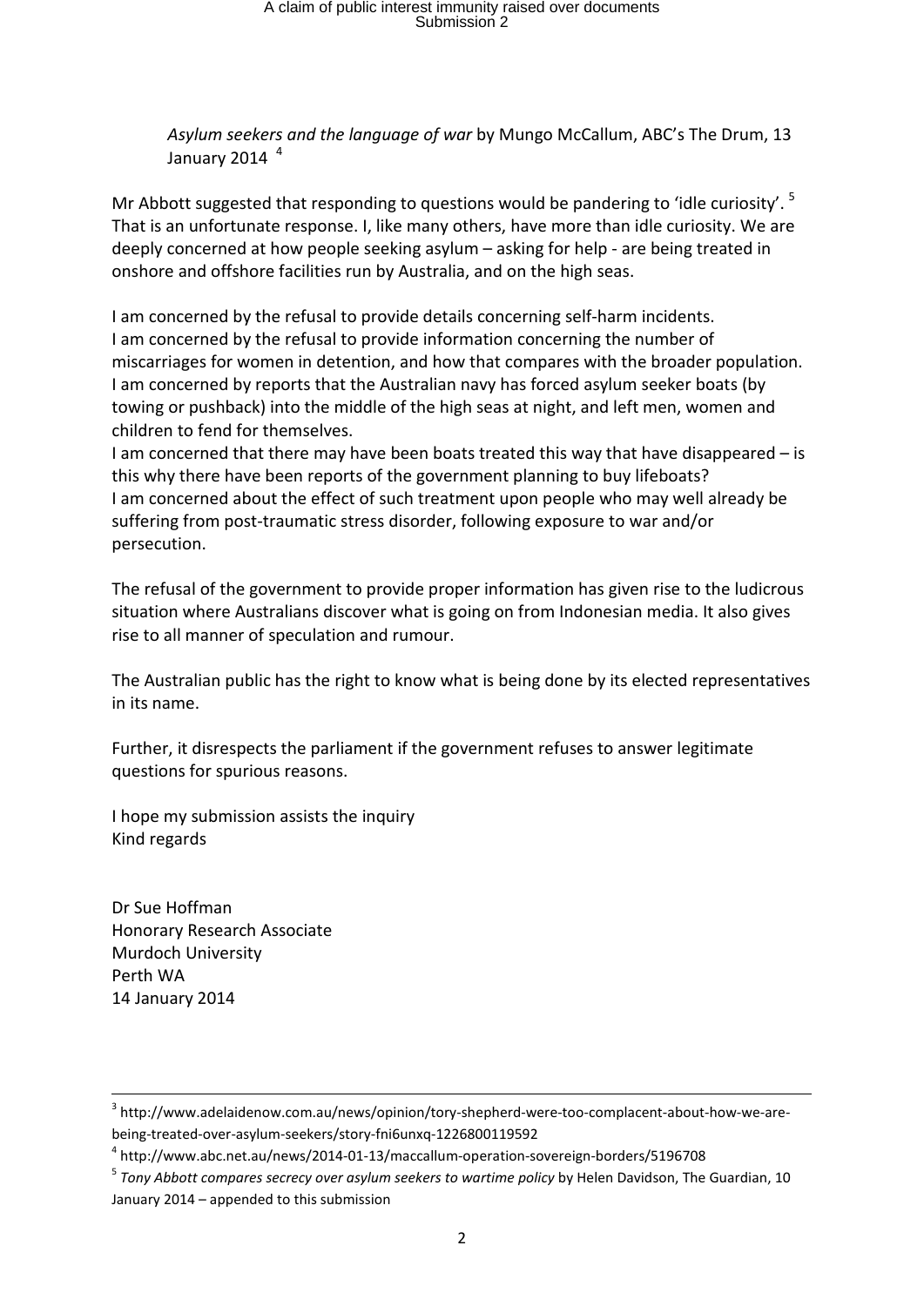*Asylum seekers and the language of war* by Mungo McCallum, ABC's The Drum, 13 January 2014 [4]

Mr Abbott suggested that responding to questions would be pandering to 'idle curiosity'. [5] That is an unfortunate response. I, like many others, have more than idle curiosity. We are deeply concerned at how people seeking asylum – asking for help - are being treated in onshore and offshore facilities run by Australia, and on the high seas.

I am concerned by the refusal to provide details concerning self-harm incidents.
I am concerned by the refusal to provide information concerning the number of miscarriages for women in detention, and how that compares with the broader population.
I am concerned by reports that the Australian navy has forced asylum seeker boats (by towing or pushback) into the middle of the high seas at night, and left men, women and children to fend for themselves.
I am concerned that there may have been boats treated this way that have disappeared – is this why there have been reports of the government planning to buy lifeboats?
I am concerned about the effect of such treatment upon people who may well already be suffering from post-traumatic stress disorder, following exposure to war and/or persecution.

The refusal of the government to provide proper information has given rise to the ludicrous situation where Australians discover what is going on from Indonesian media. It also gives rise to all manner of speculation and rumour.

The Australian public has the right to know what is being done by its elected representatives in its name.

Further, it disrespects the parliament if the government refuses to answer legitimate questions for spurious reasons.

I hope my submission assists the inquiry
Kind regards

Dr Sue Hoffman
Honorary Research Associate
Murdoch University
Perth WA
14 January 2014

---

[3] http://www.adelaidenow.com.au/news/opinion/tory-shepherd-were-too-complacent-about-how-we-are-being-treated-over-asylum-seekers/story-fni6unxq-1226800119592

[4] http://www.abc.net.au/news/2014-01-13/maccallum-operation-sovereign-borders/5196708

[5] *Tony Abbott compares secrecy over asylum seekers to wartime policy* by Helen Davidson, The Guardian, 10 January 2014 – appended to this submission